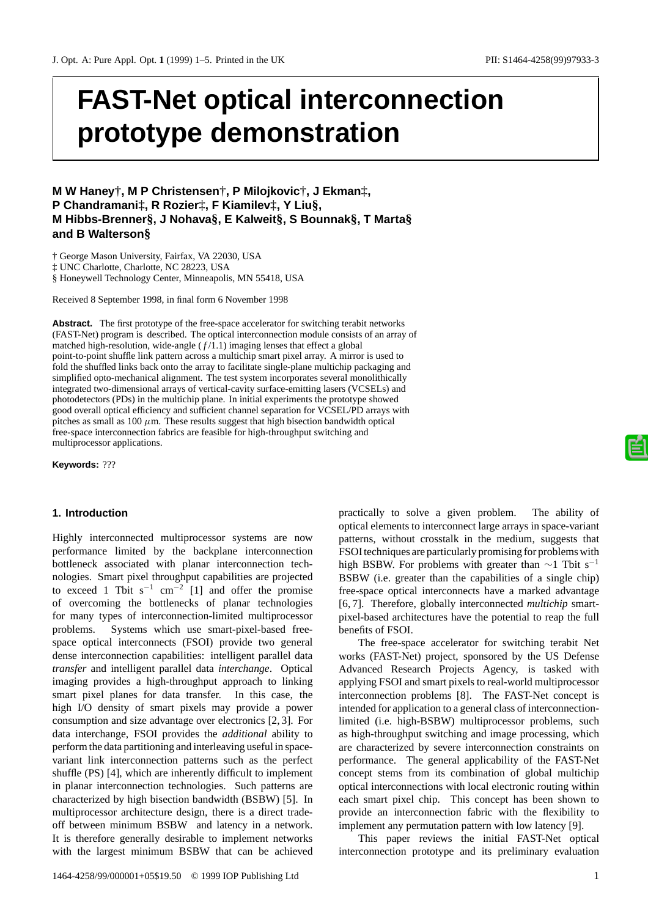# FAST-Net optical interconnection prototype demonstration

**M W Haney†, M P Christensen†, P Milojkovic†, J Ekman‡, P Chandramani‡, R Rozier‡, F Kiamilev‡, Y Liu§, M Hibbs-Brenner§, J Nohava§, E Kalweit§, S Bounnak§, T Marta§ and B Walterson§**

† George Mason University, Fairfax, VA 22030, USA
‡ UNC Charlotte, Charlotte, NC 28223, USA
§ Honeywell Technology Center, Minneapolis, MN 55418, USA

Received 8 September 1998, in final form 6 November 1998

**Abstract.** The first prototype of the free-space accelerator for switching terabit networks (FAST-Net) program is described. The optical interconnection module consists of an array of matched high-resolution, wide-angle ($f/1.1$) imaging lenses that effect a global point-to-point shuffle link pattern across a multichip smart pixel array. A mirror is used to fold the shuffled links back onto the array to facilitate single-plane multichip packaging and simplified opto-mechanical alignment. The test system incorporates several monolithically integrated two-dimensional arrays of vertical-cavity surface-emitting lasers (VCSELs) and photodetectors (PDs) in the multichip plane. In initial experiments the prototype showed good overall optical efficiency and sufficient channel separation for VCSEL/PD arrays with pitches as small as 100 $\mu$m. These results suggest that high bisection bandwidth optical free-space interconnection fabrics are feasible for high-throughput switching and multiprocessor applications.

**Keywords:** ???

## 1. Introduction

Highly interconnected multiprocessor systems are now performance limited by the backplane interconnection bottleneck associated with planar interconnection technologies. Smart pixel throughput capabilities are projected to exceed 1 Tbit s$^{-1}$ cm$^{-2}$ [1] and offer the promise of overcoming the bottlenecks of planar technologies for many types of interconnection-limited multiprocessor problems. Systems which use smart-pixel-based free-space optical interconnects (FSOI) provide two general dense interconnection capabilities: intelligent parallel data *transfer* and intelligent parallel data *interchange*. Optical imaging provides a high-throughput approach to linking smart pixel planes for data transfer. In this case, the high I/O density of smart pixels may provide a power consumption and size advantage over electronics [2, 3]. For data interchange, FSOI provides the *additional* ability to perform the data partitioning and interleaving useful in space-variant link interconnection patterns such as the perfect shuffle (PS) [4], which are inherently difficult to implement in planar interconnection technologies. Such patterns are characterized by high bisection bandwidth (BSBW) [5]. In multiprocessor architecture design, there is a direct trade-off between minimum BSBW and latency in a network. It is therefore generally desirable to implement networks with the largest minimum BSBW that can be achieved practically to solve a given problem. The ability of optical elements to interconnect large arrays in space-variant patterns, without crosstalk in the medium, suggests that FSOI techniques are particularly promising for problems with high BSBW. For problems with greater than $\sim$1 Tbit s$^{-1}$ BSBW (i.e. greater than the capabilities of a single chip) free-space optical interconnects have a marked advantage [6, 7]. Therefore, globally interconnected *multichip* smart-pixel-based architectures have the potential to reap the full benefits of FSOI.

The free-space accelerator for switching terabit Net works (FAST-Net) project, sponsored by the US Defense Advanced Research Projects Agency, is tasked with applying FSOI and smart pixels to real-world multiprocessor interconnection problems [8]. The FAST-Net concept is intended for application to a general class of interconnection-limited (i.e. high-BSBW) multiprocessor problems, such as high-throughput switching and image processing, which are characterized by severe interconnection constraints on performance. The general applicability of the FAST-Net concept stems from its combination of global multichip optical interconnections with local electronic routing within each smart pixel chip. This concept has been shown to provide an interconnection fabric with the flexibility to implement any permutation pattern with low latency [9].

This paper reviews the initial FAST-Net optical interconnection prototype and its preliminary evaluation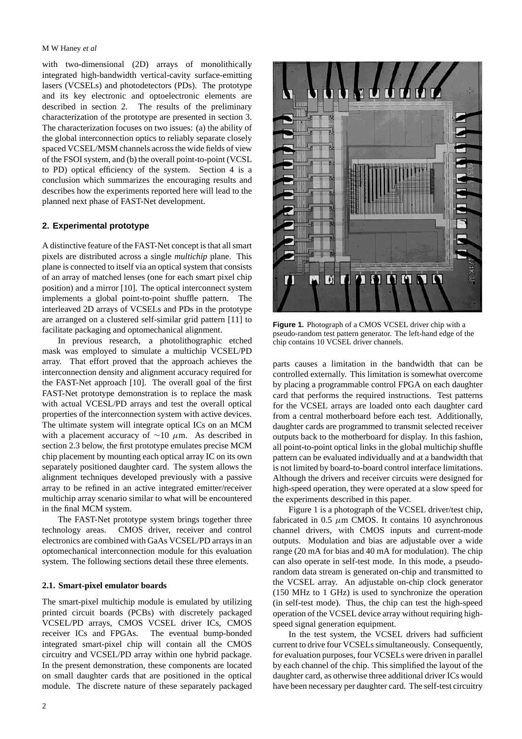with two-dimensional (2D) arrays of monolithically integrated high-bandwidth vertical-cavity surface-emitting lasers (VCSELs) and photodetectors (PDs). The prototype and its key electronic and optoelectronic elements are described in section 2. The results of the preliminary characterization of the prototype are presented in section 3. The characterization focuses on two issues: (a) the ability of the global interconnection optics to reliably separate closely spaced VCSEL/MSM channels across the wide fields of view of the FSOI system, and (b) the overall point-to-point (VCSL to PD) optical efficiency of the system. Section 4 is a conclusion which summarizes the encouraging results and describes how the experiments reported here will lead to the planned next phase of FAST-Net development.

## 2. Experimental prototype

A distinctive feature of the FAST-Net concept is that all smart pixels are distributed across a single *multichip* plane. This plane is connected to itself via an optical system that consists of an array of matched lenses (one for each smart pixel chip position) and a mirror [10]. The optical interconnect system implements a global point-to-point shuffle pattern. The interleaved 2D arrays of VCSELs and PDs in the prototype are arranged on a clustered self-similar grid pattern [11] to facilitate packaging and optomechanical alignment.

In previous research, a photolithographic etched mask was employed to simulate a multichip VCSEL/PD array. That effort proved that the approach achieves the interconnection density and alignment accuracy required for the FAST-Net approach [10]. The overall goal of the first FAST-Net prototype demonstration is to replace the mask with actual VCESL/PD arrays and test the overall optical properties of the interconnection system with active devices. The ultimate system will integrate optical ICs on an MCM with a placement accuracy of $\sim$10 $\mu$m. As described in section 2.3 below, the first prototype emulates precise MCM chip placement by mounting each optical array IC on its own separately positioned daughter card. The system allows the alignment techniques developed previously with a passive array to be refined in an active integrated emitter/receiver multichip array scenario similar to what will be encountered in the final MCM system.

The FAST-Net prototype system brings together three technology areas. CMOS driver, receiver and control electronics are combined with GaAs VCSEL/PD arrays in an optomechanical interconnection module for this evaluation system. The following sections detail these three elements.

### 2.1. Smart-pixel emulator boards

The smart-pixel multichip module is emulated by utilizing printed circuit boards (PCBs) with discretely packaged VCSEL/PD arrays, CMOS VCSEL driver ICs, CMOS receiver ICs and FPGAs. The eventual bump-bonded integrated smart-pixel chip will contain all the CMOS circuitry and VCSEL/PD array within one hybrid package. In the present demonstration, these components are located on small daughter cards that are positioned in the optical module. The discrete nature of these separately packaged parts causes a limitation in the bandwidth that can be controlled externally. This limitation is somewhat overcome by placing a programmable control FPGA on each daughter card that performs the required instructions. Test patterns for the VCSEL arrays are loaded onto each daughter card from a central motherboard before each test. Additionally, daughter cards are programmed to transmit selected receiver outputs back to the motherboard for display. In this fashion, all point-to-point optical links in the global multichip shuffle pattern can be evaluated individually and at a bandwidth that is not limited by board-to-board control interface limitations. Although the drivers and receiver circuits were designed for high-speed operation, they were operated at a slow speed for the experiments described in this paper.

**Figure 1.** Photograph of a CMOS VCSEL driver chip with a pseudo-random test pattern generator. The left-hand edge of the chip contains 10 VCSEL driver channels.

Figure 1 is a photograph of the VCSEL driver/test chip, fabricated in 0.5 $\mu$m CMOS. It contains 10 asynchronous channel drivers, with CMOS inputs and current-mode outputs. Modulation and bias are adjustable over a wide range (20 mA for bias and 40 mA for modulation). The chip can also operate in self-test mode. In this mode, a pseudo-random data stream is generated on-chip and transmitted to the VCSEL array. An adjustable on-chip clock generator (150 MHz to 1 GHz) is used to synchronize the operation (in self-test mode). Thus, the chip can test the high-speed operation of the VCSEL device array without requiring high-speed signal generation equipment.

In the test system, the VCSEL drivers had sufficient current to drive four VCSELs simultaneously. Consequently, for evaluation purposes, four VCSELs were driven in parallel by each channel of the chip. This simplified the layout of the daughter card, as otherwise three additional driver ICs would have been necessary per daughter card. The self-test circuitry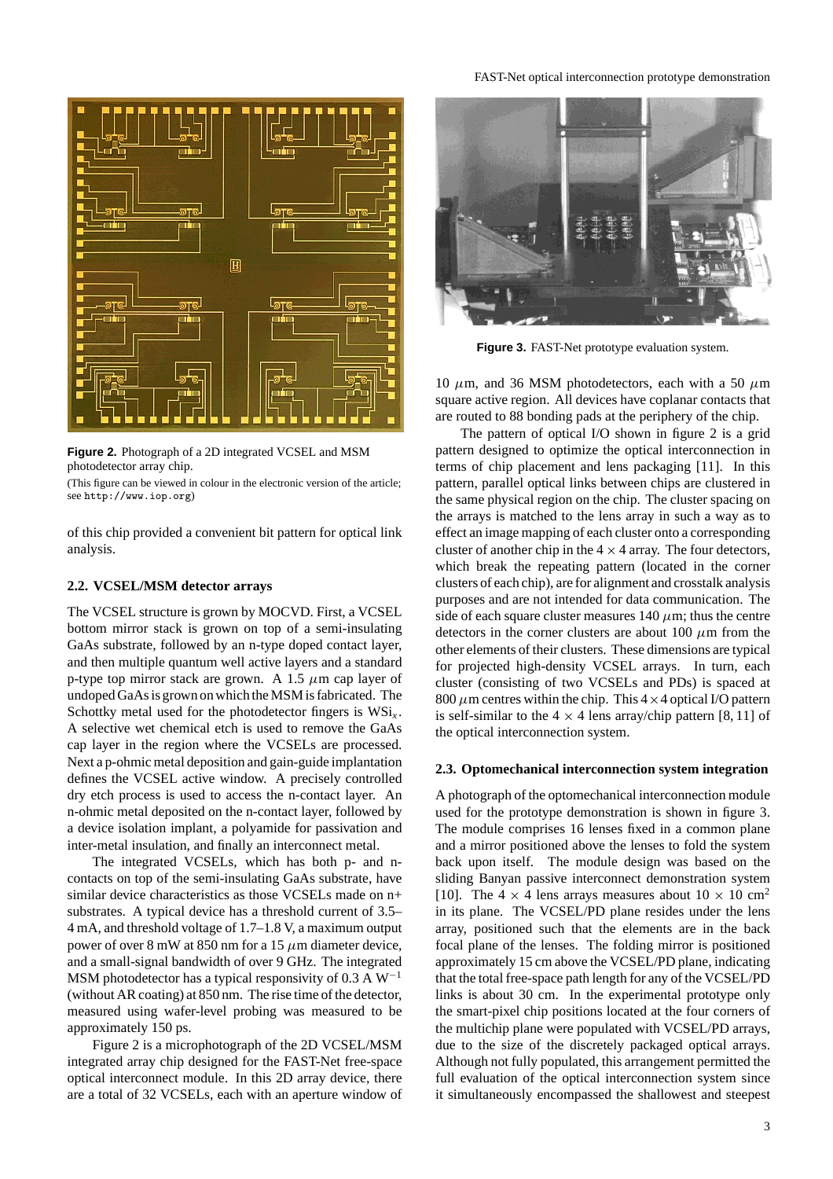**Figure 2.** Photograph of a 2D integrated VCSEL and MSM photodetector array chip.

(This figure can be viewed in colour in the electronic version of the article; see http://www.iop.org)

of this chip provided a convenient bit pattern for optical link analysis.

### 2.2. VCSEL/MSM detector arrays

The VCSEL structure is grown by MOCVD. First, a VCSEL bottom mirror stack is grown on top of a semi-insulating GaAs substrate, followed by an n-type doped contact layer, and then multiple quantum well active layers and a standard p-type top mirror stack are grown. A 1.5 $\mu$m cap layer of undoped GaAs is grown on which the MSM is fabricated. The Schottky metal used for the photodetector fingers is $WSi_x$. A selective wet chemical etch is used to remove the GaAs cap layer in the region where the VCSELs are processed. Next a p-ohmic metal deposition and gain-guide implantation defines the VCSEL active window. A precisely controlled dry etch process is used to access the n-contact layer. An n-ohmic metal deposited on the n-contact layer, followed by a device isolation implant, a polyamide for passivation and inter-metal insulation, and finally an interconnect metal.

The integrated VCSELs, which has both p- and n-contacts on top of the semi-insulating GaAs substrate, have similar device characteristics as those VCSELs made on n+ substrates. A typical device has a threshold current of 3.5–4 mA, and threshold voltage of 1.7–1.8 V, a maximum output power of over 8 mW at 850 nm for a 15 $\mu$m diameter device, and a small-signal bandwidth of over 9 GHz. The integrated MSM photodetector has a typical responsivity of 0.3 A $W^{-1}$ (without AR coating) at 850 nm. The rise time of the detector, measured using wafer-level probing was measured to be approximately 150 ps.

Figure 2 is a microphotograph of the 2D VCSEL/MSM integrated array chip designed for the FAST-Net free-space optical interconnect module. In this 2D array device, there are a total of 32 VCSELs, each with an aperture window of 10 $\mu$m, and 36 MSM photodetectors, each with a 50 $\mu$m square active region. All devices have coplanar contacts that are routed to 88 bonding pads at the periphery of the chip.

The pattern of optical I/O shown in figure 2 is a grid pattern designed to optimize the optical interconnection in terms of chip placement and lens packaging [11]. In this pattern, parallel optical links between chips are clustered in the same physical region on the chip. The cluster spacing on the arrays is matched to the lens array in such a way as to effect an image mapping of each cluster onto a corresponding cluster of another chip in the $4 \times 4$ array. The four detectors, which break the repeating pattern (located in the corner clusters of each chip), are for alignment and crosstalk analysis purposes and are not intended for data communication. The side of each square cluster measures 140 $\mu$m; thus the centre detectors in the corner clusters are about 100 $\mu$m from the other elements of their clusters. These dimensions are typical for projected high-density VCSEL arrays. In turn, each cluster (consisting of two VCSELs and PDs) is spaced at 800 $\mu$m centres within the chip. This $4 \times 4$ optical I/O pattern is self-similar to the $4 \times 4$ lens array/chip pattern [8, 11] of the optical interconnection system.

**Figure 3.** FAST-Net prototype evaluation system.

### 2.3. Optomechanical interconnection system integration

A photograph of the optomechanical interconnection module used for the prototype demonstration is shown in figure 3. The module comprises 16 lenses fixed in a common plane and a mirror positioned above the lenses to fold the system back upon itself. The module design was based on the sliding Banyan passive interconnect demonstration system [10]. The $4 \times 4$ lens arrays measures about $10 \times 10$ cm$^2$ in its plane. The VCSEL/PD plane resides under the lens array, positioned such that the elements are in the back focal plane of the lenses. The folding mirror is positioned approximately 15 cm above the VCSEL/PD plane, indicating that the total free-space path length for any of the VCSEL/PD links is about 30 cm. In the experimental prototype only the smart-pixel chip positions located at the four corners of the multichip plane were populated with VCSEL/PD arrays, due to the size of the discretely packaged optical arrays. Although not fully populated, this arrangement permitted the full evaluation of the optical interconnection system since it simultaneously encompassed the shallowest and steepest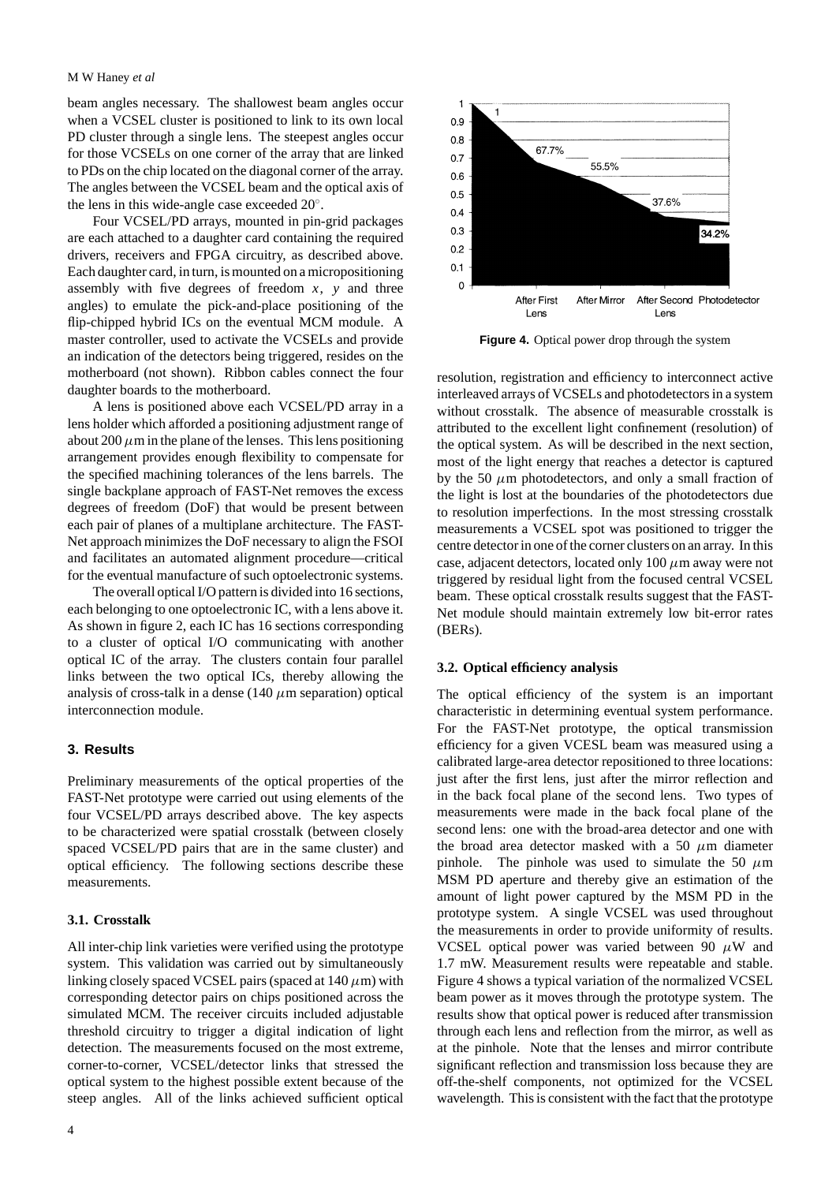beam angles necessary. The shallowest beam angles occur when a VCSEL cluster is positioned to link to its own local PD cluster through a single lens. The steepest angles occur for those VCSELs on one corner of the array that are linked to PDs on the chip located on the diagonal corner of the array. The angles between the VCSEL beam and the optical axis of the lens in this wide-angle case exceeded 20°.

Four VCSEL/PD arrays, mounted in pin-grid packages are each attached to a daughter card containing the required drivers, receivers and FPGA circuitry, as described above. Each daughter card, in turn, is mounted on a micropositioning assembly with five degrees of freedom $x$, $y$ and three angles) to emulate the pick-and-place positioning of the flip-chipped hybrid ICs on the eventual MCM module. A master controller, used to activate the VCSELs and provide an indication of the detectors being triggered, resides on the motherboard (not shown). Ribbon cables connect the four daughter boards to the motherboard.

A lens is positioned above each VCSEL/PD array in a lens holder which afforded a positioning adjustment range of about 200 $\mu$m in the plane of the lenses. This lens positioning arrangement provides enough flexibility to compensate for the specified machining tolerances of the lens barrels. The single backplane approach of FAST-Net removes the excess degrees of freedom (DoF) that would be present between each pair of planes of a multiplane architecture. The FAST-Net approach minimizes the DoF necessary to align the FSOI and facilitates an automated alignment procedure—critical for the eventual manufacture of such optoelectronic systems.

The overall optical I/O pattern is divided into 16 sections, each belonging to one optoelectronic IC, with a lens above it. As shown in figure 2, each IC has 16 sections corresponding to a cluster of optical I/O communicating with another optical IC of the array. The clusters contain four parallel links between the two optical ICs, thereby allowing the analysis of cross-talk in a dense (140 $\mu$m separation) optical interconnection module.

## 3. Results

Preliminary measurements of the optical properties of the FAST-Net prototype were carried out using elements of the four VCSEL/PD arrays described above. The key aspects to be characterized were spatial crosstalk (between closely spaced VCSEL/PD pairs that are in the same cluster) and optical efficiency. The following sections describe these measurements.

### 3.1. Crosstalk

All inter-chip link varieties were verified using the prototype system. This validation was carried out by simultaneously linking closely spaced VCSEL pairs (spaced at 140 $\mu$m) with corresponding detector pairs on chips positioned across the simulated MCM. The receiver circuits included adjustable threshold circuitry to trigger a digital indication of light detection. The measurements focused on the most extreme, corner-to-corner, VCSEL/detector links that stressed the optical system to the highest possible extent because of the steep angles. All of the links achieved sufficient optical resolution, registration and efficiency to interconnect active interleaved arrays of VCSELs and photodetectors in a system without crosstalk. The absence of measurable crosstalk is attributed to the excellent light confinement (resolution) of the optical system. As will be described in the next section, most of the light energy that reaches a detector is captured by the 50 $\mu$m photodetectors, and only a small fraction of the light is lost at the boundaries of the photodetectors due to resolution imperfections. In the most stressing crosstalk measurements a VCSEL spot was positioned to trigger the centre detector in one of the corner clusters on an array. In this case, adjacent detectors, located only 100 $\mu$m away were not triggered by residual light from the focused central VCSEL beam. These optical crosstalk results suggest that the FAST-Net module should maintain extremely low bit-error rates (BERs).

**Figure 4.** Optical power drop through the system

### 3.2. Optical efficiency analysis

The optical efficiency of the system is an important characteristic in determining eventual system performance. For the FAST-Net prototype, the optical transmission efficiency for a given VCESL beam was measured using a calibrated large-area detector repositioned to three locations: just after the first lens, just after the mirror reflection and in the back focal plane of the second lens. Two types of measurements were made in the back focal plane of the second lens: one with the broad-area detector and one with the broad area detector masked with a 50 $\mu$m diameter pinhole. The pinhole was used to simulate the 50 $\mu$m MSM PD aperture and thereby give an estimation of the amount of light power captured by the MSM PD in the prototype system. A single VCSEL was used throughout the measurements in order to provide uniformity of results. VCSEL optical power was varied between 90 $\mu$W and 1.7 mW. Measurement results were repeatable and stable. Figure 4 shows a typical variation of the normalized VCSEL beam power as it moves through the prototype system. The results show that optical power is reduced after transmission through each lens and reflection from the mirror, as well as at the pinhole. Note that the lenses and mirror contribute significant reflection and transmission loss because they are off-the-shelf components, not optimized for the VCSEL wavelength. This is consistent with the fact that the prototype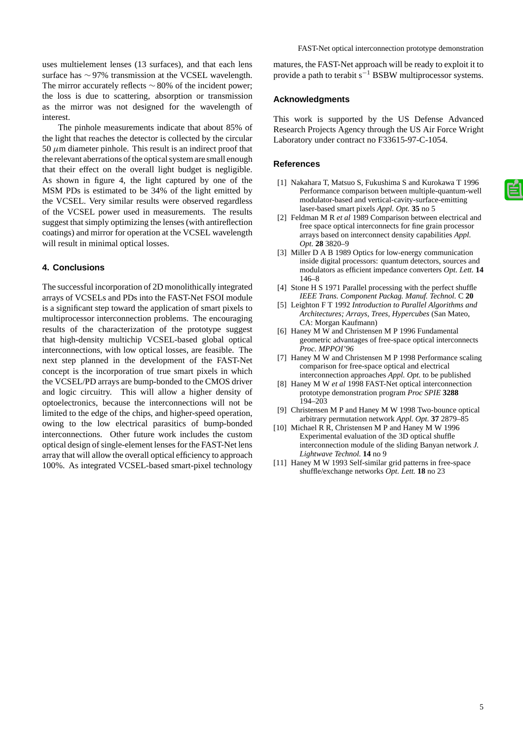uses multielement lenses (13 surfaces), and that each lens surface has $\sim 97\%$ transmission at the VCSEL wavelength. The mirror accurately reflects $\sim 80\%$ of the incident power; the loss is due to scattering, absorption or transmission as the mirror was not designed for the wavelength of interest.

The pinhole measurements indicate that about 85% of the light that reaches the detector is collected by the circular 50 $\mu$m diameter pinhole. This result is an indirect proof that the relevant aberrations of the optical system are small enough that their effect on the overall light budget is negligible. As shown in figure 4, the light captured by one of the MSM PDs is estimated to be 34% of the light emitted by the VCSEL. Very similar results were observed regardless of the VCSEL power used in measurements. The results suggest that simply optimizing the lenses (with antireflection coatings) and mirror for operation at the VCSEL wavelength will result in minimal optical losses.

## 4. Conclusions

The successful incorporation of 2D monolithically integrated arrays of VCSELs and PDs into the FAST-Net FSOI module is a significant step toward the application of smart pixels to multiprocessor interconnection problems. The encouraging results of the characterization of the prototype suggest that high-density multichip VCSEL-based global optical interconnections, with low optical losses, are feasible. The next step planned in the development of the FAST-Net concept is the incorporation of true smart pixels in which the VCSEL/PD arrays are bump-bonded to the CMOS driver and logic circuitry. This will allow a higher density of optoelectronics, because the interconnections will not be limited to the edge of the chips, and higher-speed operation, owing to the low electrical parasitics of bump-bonded interconnections. Other future work includes the custom optical design of single-element lenses for the FAST-Net lens array that will allow the overall optical efficiency to approach 100%. As integrated VCSEL-based smart-pixel technology matures, the FAST-Net approach will be ready to exploit it to provide a path to terabit $s^{-1}$ BSBW multiprocessor systems.

## Acknowledgments

This work is supported by the US Defense Advanced Research Projects Agency through the US Air Force Wright Laboratory under contract no F33615-97-C-1054.

## References

[1] Nakahara T, Matsuo S, Fukushima S and Kurokawa T 1996 Performance comparison between multiple-quantum-well modulator-based and vertical-cavity-surface-emitting laser-based smart pixels *Appl. Opt.* **35** no 5

[2] Feldman M R *et al* 1989 Comparison between electrical and free space optical interconnects for fine grain processor arrays based on interconnect density capabilities *Appl. Opt.* **28** 3820–9

[3] Miller D A B 1989 Optics for low-energy communication inside digital processors: quantum detectors, sources and modulators as efficient impedance converters *Opt. Lett.* **14** 146–8

[4] Stone H S 1971 Parallel processing with the perfect shuffle *IEEE Trans. Component Packag. Manuf. Technol.* C **20**

[5] Leighton F T 1992 *Introduction to Parallel Algorithms and Architectures; Arrays, Trees, Hypercubes* (San Mateo, CA: Morgan Kaufmann)

[6] Haney M W and Christensen M P 1996 Fundamental geometric advantages of free-space optical interconnects *Proc. MPPOI'96*

[7] Haney M W and Christensen M P 1998 Performance scaling comparison for free-space optical and electrical interconnection approaches *Appl. Opt.* to be published

[8] Haney M W *et al* 1998 FAST-Net optical interconnection prototype demonstration program *Proc SPIE* **3288** 194–203

[9] Christensen M P and Haney M W 1998 Two-bounce optical arbitrary permutation network *Appl. Opt.* **37** 2879–85

[10] Michael R R, Christensen M P and Haney M W 1996 Experimental evaluation of the 3D optical shuffle interconnection module of the sliding Banyan network *J. Lightwave Technol.* **14** no 9

[11] Haney M W 1993 Self-similar grid patterns in free-space shuffle/exchange networks *Opt. Lett.* **18** no 23